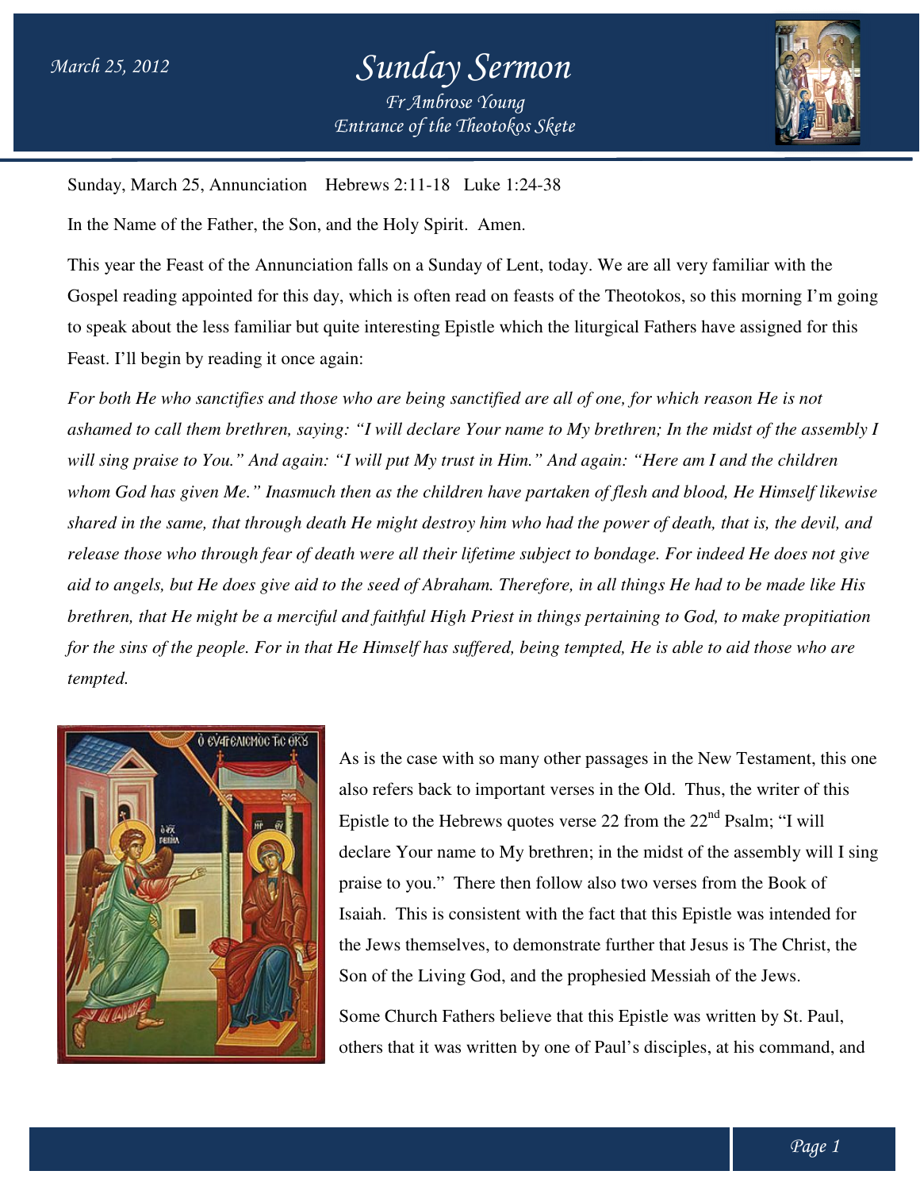# Sunday Sermon

*Fr Ambrose Young*
*Entrance of the Theotokos Skete*

*March 25, 2012*

Sunday, March 25, Annunciation  Hebrews 2:11-18  Luke 1:24-38

In the Name of the Father, the Son, and the Holy Spirit. Amen.

This year the Feast of the Annunciation falls on a Sunday of Lent, today. We are all very familiar with the Gospel reading appointed for this day, which is often read on feasts of the Theotokos, so this morning I'm going to speak about the less familiar but quite interesting Epistle which the liturgical Fathers have assigned for this Feast. I'll begin by reading it once again:

*For both He who sanctifies and those who are being sanctified are all of one, for which reason He is not ashamed to call them brethren, saying: "I will declare Your name to My brethren; In the midst of the assembly I will sing praise to You." And again: "I will put My trust in Him." And again: "Here am I and the children whom God has given Me." Inasmuch then as the children have partaken of flesh and blood, He Himself likewise shared in the same, that through death He might destroy him who had the power of death, that is, the devil, and release those who through fear of death were all their lifetime subject to bondage. For indeed He does not give aid to angels, but He does give aid to the seed of Abraham. Therefore, in all things He had to be made like His brethren, that He might be a merciful and faithful High Priest in things pertaining to God, to make propitiation for the sins of the people. For in that He Himself has suffered, being tempted, He is able to aid those who are tempted.*

As is the case with so many other passages in the New Testament, this one also refers back to important verses in the Old. Thus, the writer of this Epistle to the Hebrews quotes verse 22 from the 22nd Psalm; "I will declare Your name to My brethren; in the midst of the assembly will I sing praise to you." There then follow also two verses from the Book of Isaiah. This is consistent with the fact that this Epistle was intended for the Jews themselves, to demonstrate further that Jesus is The Christ, the Son of the Living God, and the prophesied Messiah of the Jews.

Some Church Fathers believe that this Epistle was written by St. Paul, others that it was written by one of Paul's disciples, at his command, and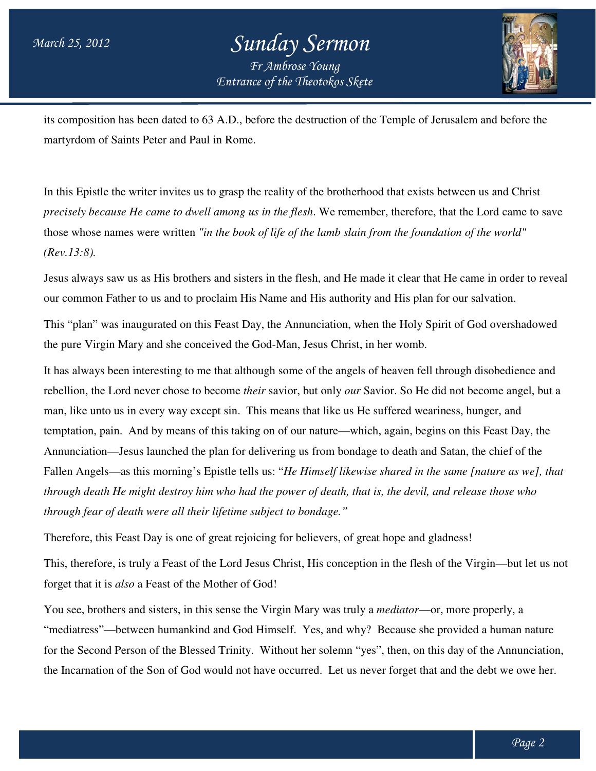its composition has been dated to 63 A.D., before the destruction of the Temple of Jerusalem and before the martyrdom of Saints Peter and Paul in Rome.

In this Epistle the writer invites us to grasp the reality of the brotherhood that exists between us and Christ *precisely because He came to dwell among us in the flesh*. We remember, therefore, that the Lord came to save those whose names were written *"in the book of life of the lamb slain from the foundation of the world" (Rev.13:8).*

Jesus always saw us as His brothers and sisters in the flesh, and He made it clear that He came in order to reveal our common Father to us and to proclaim His Name and His authority and His plan for our salvation.

This "plan" was inaugurated on this Feast Day, the Annunciation, when the Holy Spirit of God overshadowed the pure Virgin Mary and she conceived the God-Man, Jesus Christ, in her womb.

It has always been interesting to me that although some of the angels of heaven fell through disobedience and rebellion, the Lord never chose to become *their* savior, but only *our* Savior. So He did not become angel, but a man, like unto us in every way except sin. This means that like us He suffered weariness, hunger, and temptation, pain. And by means of this taking on of our nature—which, again, begins on this Feast Day, the Annunciation—Jesus launched the plan for delivering us from bondage to death and Satan, the chief of the Fallen Angels—as this morning's Epistle tells us: "*He Himself likewise shared in the same [nature as we], that through death He might destroy him who had the power of death, that is, the devil, and release those who through fear of death were all their lifetime subject to bondage."*

Therefore, this Feast Day is one of great rejoicing for believers, of great hope and gladness!

This, therefore, is truly a Feast of the Lord Jesus Christ, His conception in the flesh of the Virgin—but let us not forget that it is *also* a Feast of the Mother of God!

You see, brothers and sisters, in this sense the Virgin Mary was truly a *mediator*—or, more properly, a "mediatress"—between humankind and God Himself. Yes, and why? Because she provided a human nature for the Second Person of the Blessed Trinity. Without her solemn "yes", then, on this day of the Annunciation, the Incarnation of the Son of God would not have occurred. Let us never forget that and the debt we owe her.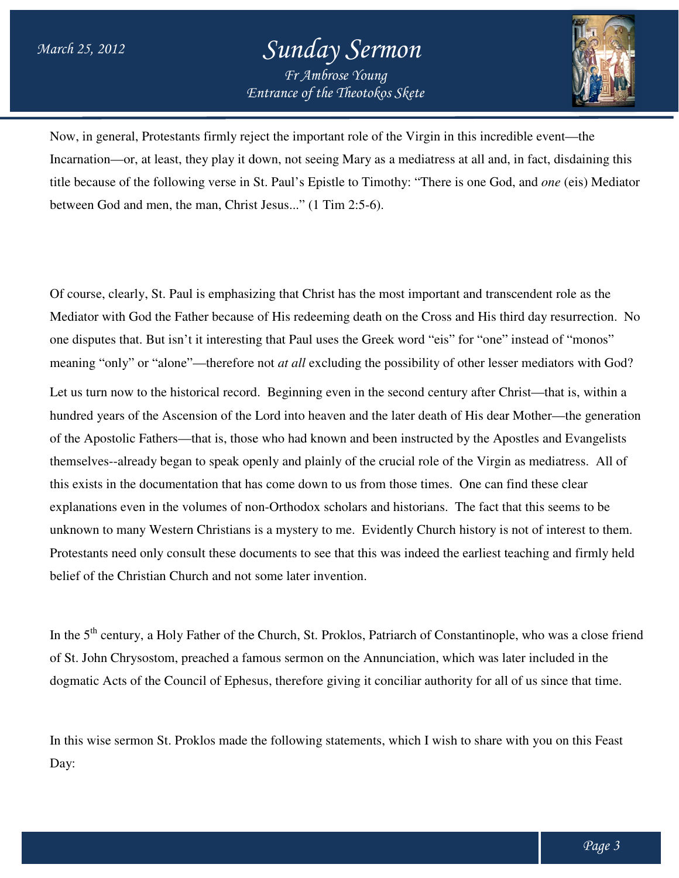Now, in general, Protestants firmly reject the important role of the Virgin in this incredible event—the Incarnation—or, at least, they play it down, not seeing Mary as a mediatress at all and, in fact, disdaining this title because of the following verse in St. Paul's Epistle to Timothy: "There is one God, and *one* (eis) Mediator between God and men, the man, Christ Jesus..." (1 Tim 2:5-6).

Of course, clearly, St. Paul is emphasizing that Christ has the most important and transcendent role as the Mediator with God the Father because of His redeeming death on the Cross and His third day resurrection. No one disputes that. But isn't it interesting that Paul uses the Greek word "eis" for "one" instead of "monos" meaning "only" or "alone"—therefore not *at all* excluding the possibility of other lesser mediators with God?

Let us turn now to the historical record. Beginning even in the second century after Christ—that is, within a hundred years of the Ascension of the Lord into heaven and the later death of His dear Mother—the generation of the Apostolic Fathers—that is, those who had known and been instructed by the Apostles and Evangelists themselves--already began to speak openly and plainly of the crucial role of the Virgin as mediatress. All of this exists in the documentation that has come down to us from those times. One can find these clear explanations even in the volumes of non-Orthodox scholars and historians. The fact that this seems to be unknown to many Western Christians is a mystery to me. Evidently Church history is not of interest to them. Protestants need only consult these documents to see that this was indeed the earliest teaching and firmly held belief of the Christian Church and not some later invention.

In the 5th century, a Holy Father of the Church, St. Proklos, Patriarch of Constantinople, who was a close friend of St. John Chrysostom, preached a famous sermon on the Annunciation, which was later included in the dogmatic Acts of the Council of Ephesus, therefore giving it conciliar authority for all of us since that time.

In this wise sermon St. Proklos made the following statements, which I wish to share with you on this Feast Day: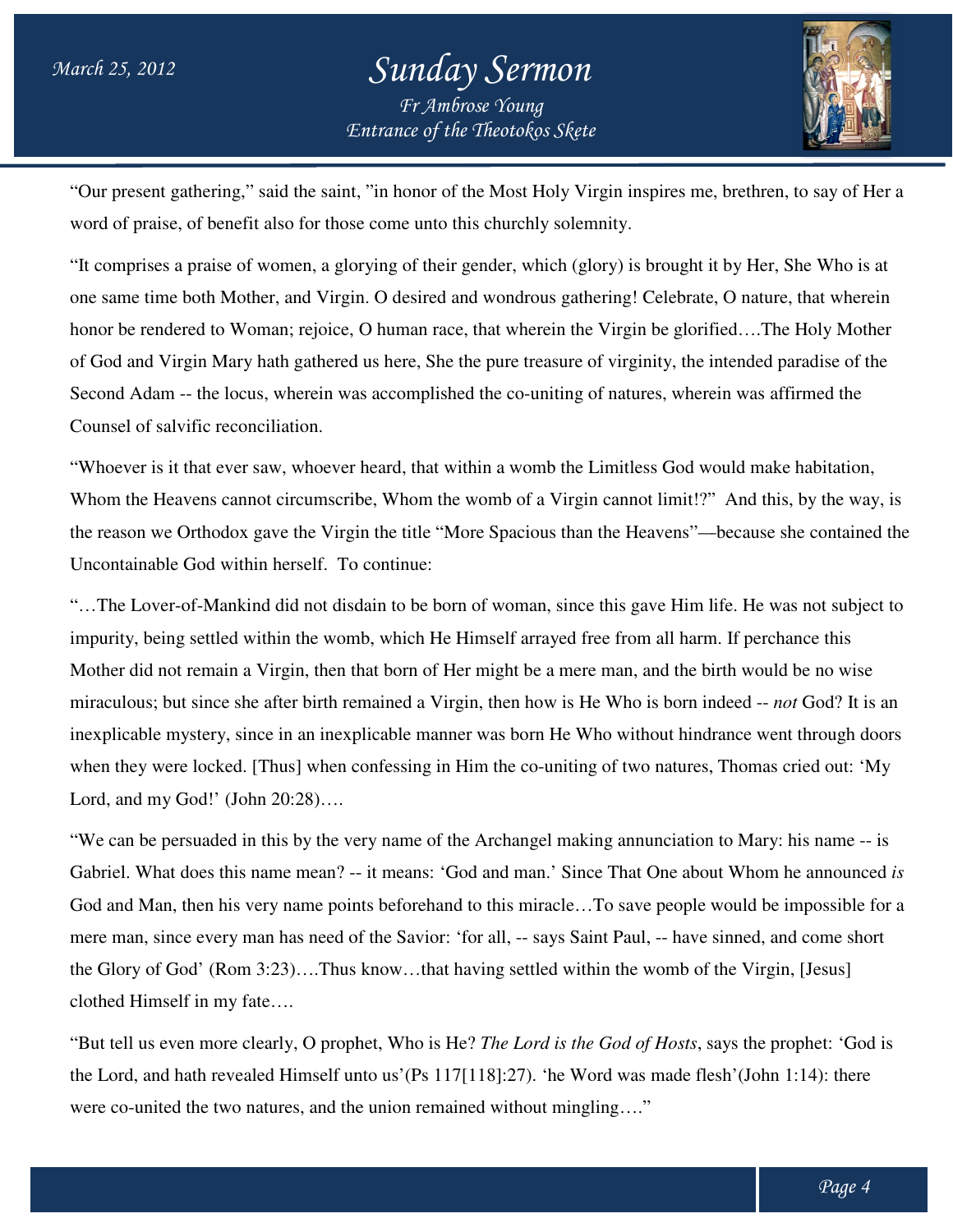"Our present gathering," said the saint, "in honor of the Most Holy Virgin inspires me, brethren, to say of Her a word of praise, of benefit also for those come unto this churchly solemnity.

"It comprises a praise of women, a glorying of their gender, which (glory) is brought it by Her, She Who is at one same time both Mother, and Virgin. O desired and wondrous gathering! Celebrate, O nature, that wherein honor be rendered to Woman; rejoice, O human race, that wherein the Virgin be glorified….The Holy Mother of God and Virgin Mary hath gathered us here, She the pure treasure of virginity, the intended paradise of the Second Adam -- the locus, wherein was accomplished the co-uniting of natures, wherein was affirmed the Counsel of salvific reconciliation.

"Whoever is it that ever saw, whoever heard, that within a womb the Limitless God would make habitation, Whom the Heavens cannot circumscribe, Whom the womb of a Virgin cannot limit!?" And this, by the way, is the reason we Orthodox gave the Virgin the title "More Spacious than the Heavens"—because she contained the Uncontainable God within herself. To continue:

"…The Lover-of-Mankind did not disdain to be born of woman, since this gave Him life. He was not subject to impurity, being settled within the womb, which He Himself arrayed free from all harm. If perchance this Mother did not remain a Virgin, then that born of Her might be a mere man, and the birth would be no wise miraculous; but since she after birth remained a Virgin, then how is He Who is born indeed -- *not* God? It is an inexplicable mystery, since in an inexplicable manner was born He Who without hindrance went through doors when they were locked. [Thus] when confessing in Him the co-uniting of two natures, Thomas cried out: 'My Lord, and my God!' (John 20:28)….

"We can be persuaded in this by the very name of the Archangel making annunciation to Mary: his name -- is Gabriel. What does this name mean? -- it means: 'God and man.' Since That One about Whom he announced *is* God and Man, then his very name points beforehand to this miracle…To save people would be impossible for a mere man, since every man has need of the Savior: 'for all, -- says Saint Paul, -- have sinned, and come short the Glory of God' (Rom 3:23)….Thus know…that having settled within the womb of the Virgin, [Jesus] clothed Himself in my fate….

"But tell us even more clearly, O prophet, Who is He? *The Lord is the God of Hosts*, says the prophet: 'God is the Lord, and hath revealed Himself unto us'(Ps 117[118]:27). 'he Word was made flesh'(John 1:14): there were co-united the two natures, and the union remained without mingling…."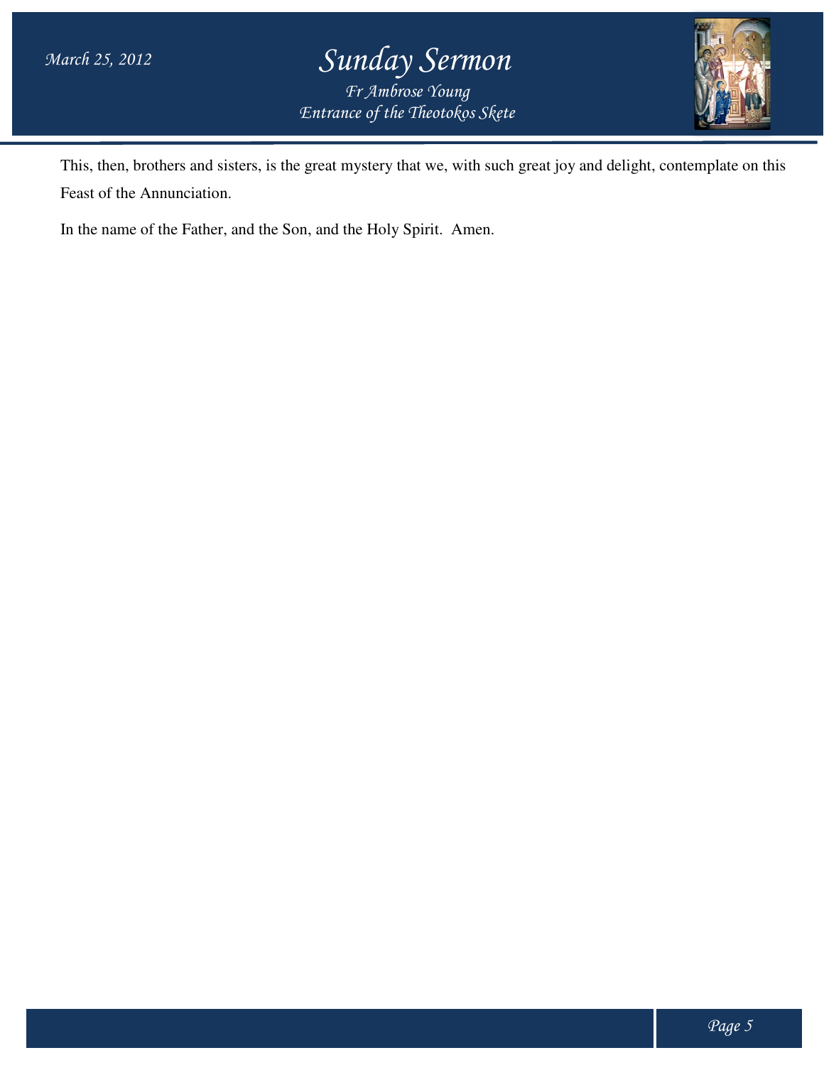This, then, brothers and sisters, is the great mystery that we, with such great joy and delight, contemplate on this Feast of the Annunciation.

In the name of the Father, and the Son, and the Holy Spirit. Amen.